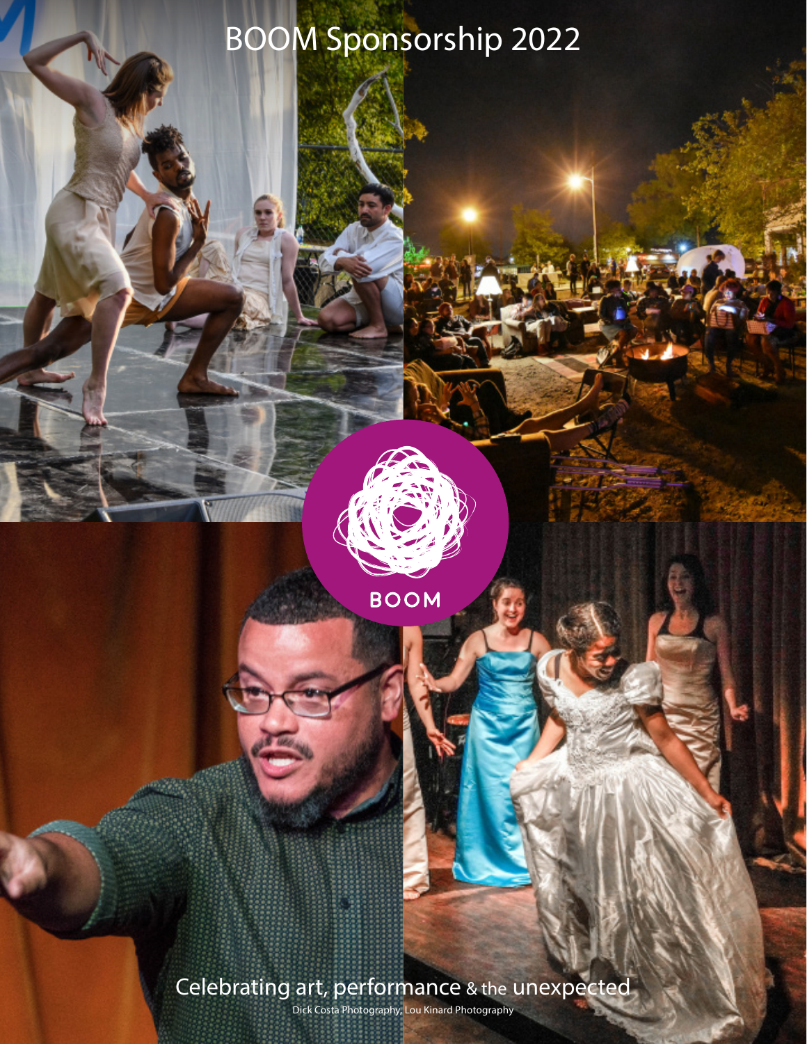# BOOM Sponsorship 2022

BOOM

Celebrating art, performance & the unexpected

Dick Costa Photography, Lou Kinard Photography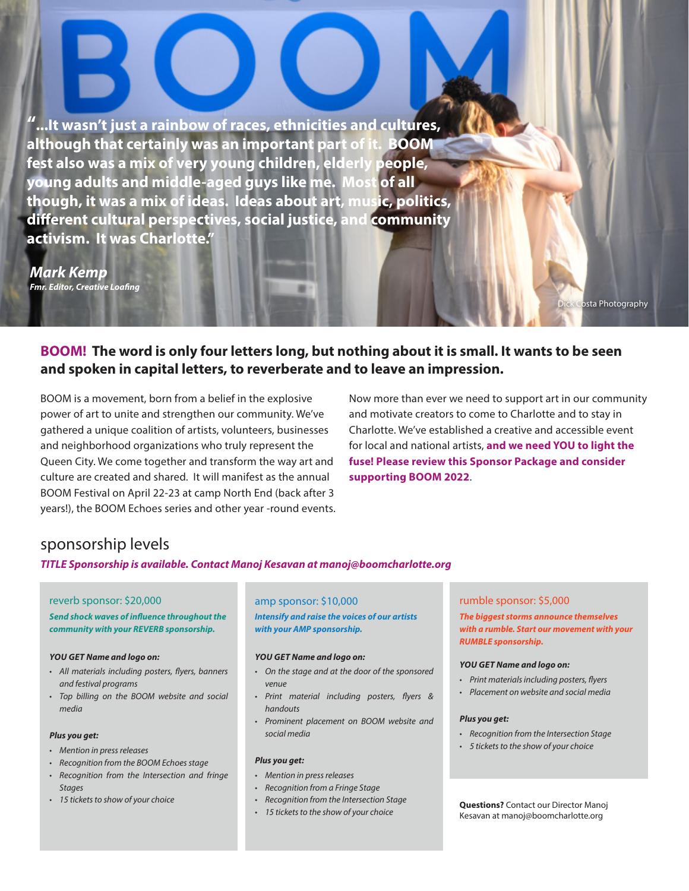**"...It wasn't just a rainbow of races, ethnicities and cultures, although that certainly was an important part of it. BOOM fest also was a mix of very young children, elderly people, young adults and middle-aged guys like me. Most of all though, it was a mix of ideas. Ideas about art, music, politics, different cultural perspectives, social justice, and community activism. It was Charlotte."**

***Mark Kemp***
***Fmr. Editor, Creative Loafing***

Dick Costa Photography

## BOOM! The word is only four letters long, but nothing about it is small. It wants to be seen and spoken in capital letters, to reverberate and to leave an impression.

BOOM is a movement, born from a belief in the explosive power of art to unite and strengthen our community. We've gathered a unique coalition of artists, volunteers, businesses and neighborhood organizations who truly represent the Queen City. We come together and transform the way art and culture are created and shared. It will manifest as the annual BOOM Festival on April 22-23 at camp North End (back after 3 years!), the BOOM Echoes series and other year -round events.

Now more than ever we need to support art in our community and motivate creators to come to Charlotte and to stay in Charlotte. We've established a creative and accessible event for local and national artists, **and we need YOU to light the fuse! Please review this Sponsor Package and consider supporting BOOM 2022**.

## sponsorship levels

***TITLE Sponsorship is available. Contact Manoj Kesavan at manoj@boomcharlotte.org***

### reverb sponsor: $20,000

***Send shock waves of influence throughout the community with your REVERB sponsorship.***

***YOU GET Name and logo on:***

- *All materials including posters, flyers, banners and festival programs*
- *Top billing on the BOOM website and social media*

***Plus you get:***

- *Mention in press releases*
- *Recognition from the BOOM Echoes stage*
- *Recognition from the Intersection and fringe Stages*
- *15 tickets to show of your choice*

### amp sponsor: $10,000

***Intensify and raise the voices of our artists with your AMP sponsorship.***

***YOU GET Name and logo on:***

- *On the stage and at the door of the sponsored venue*
- *Print material including posters, flyers & handouts*
- *Prominent placement on BOOM website and social media*

***Plus you get:***

- *Mention in press releases*
- *Recognition from a Fringe Stage*
- *Recognition from the Intersection Stage*
- *15 tickets to the show of your choice*

### rumble sponsor: $5,000

***The biggest storms announce themselves with a rumble. Start our movement with your RUMBLE sponsorship.***

***YOU GET Name and logo on:***

- *Print materials including posters, flyers*
- *Placement on website and social media*

***Plus you get:***

- *Recognition from the Intersection Stage*
- *5 tickets to the show of your choice*

**Questions?** Contact our Director Manoj Kesavan at manoj@boomcharlotte.org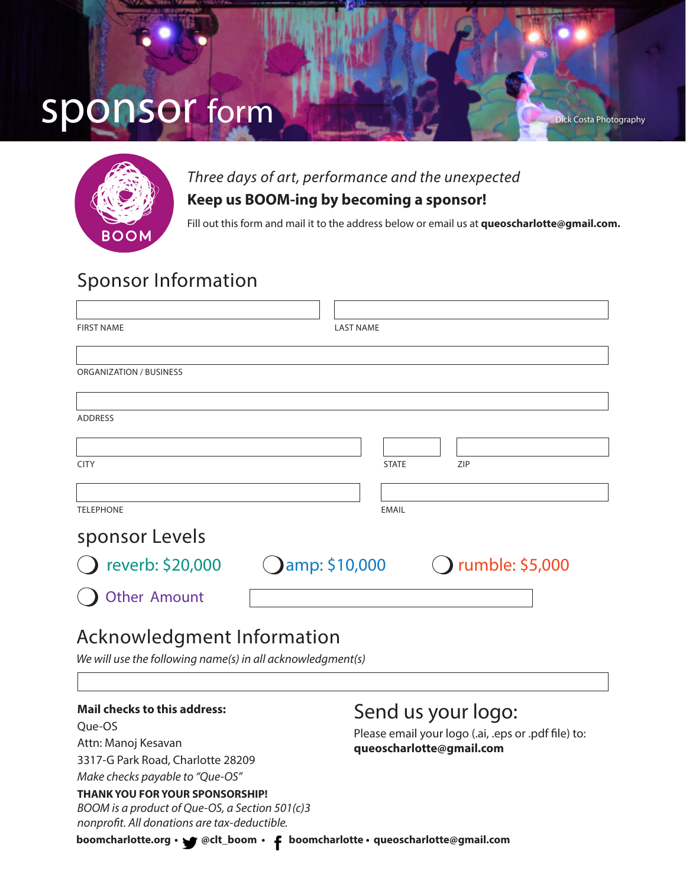# sponsor form

Dick Costa Photography

BOOM

*Three days of art, performance and the unexpected*

**Keep us BOOM-ing by becoming a sponsor!**

Fill out this form and mail it to the address below or email us at **queoscharlotte@gmail.com.**

## Sponsor Information

FIRST NAME

LAST NAME

ORGANIZATION / BUSINESS

ADDRESS

CITY

STATE

ZIP

TELEPHONE

EMAIL

## sponsor Levels

- reverb: $20,000
- amp: $10,000
- rumble: $5,000
- Other Amount

## Acknowledgment Information

*We will use the following name(s) in all acknowledgment(s)*

**Mail checks to this address:**

Que-OS
Attn: Manoj Kesavan
3317-G Park Road, Charlotte 28209
*Make checks payable to "Que-OS"*

**THANK YOU FOR YOUR SPONSORSHIP!**

*BOOM is a product of Que-OS, a Section 501(c)3 nonprofit. All donations are tax-deductible.*

## Send us your logo:

Please email your logo (.ai, .eps or .pdf file) to:
**queoscharlotte@gmail.com**

**boomcharlotte.org • @clt_boom • boomcharlotte • queoscharlotte@gmail.com**